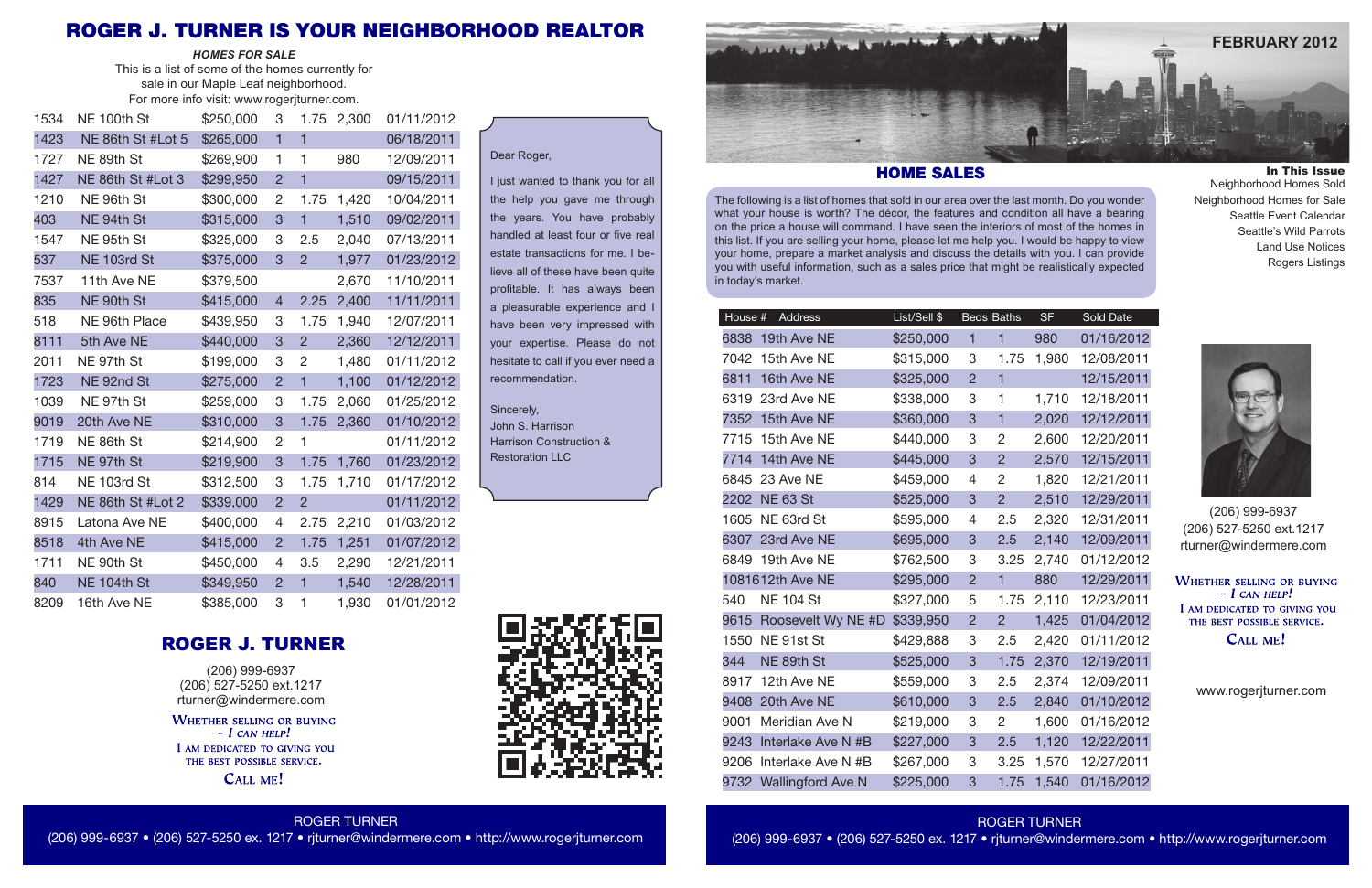# ROGER J. TURNER IS YOUR NEIGHBORHOOD REALTOR

***HOMES FOR SALE***

This is a list of some of the homes currently for sale in our Maple Leaf neighborhood.
For more info visit: www.rogerjturner.com.

| | | | | | | |
|---|---|---|---|---|---|---|
| 1534 | NE 100th St | $250,000 | 3 | 1.75 | 2,300 | 01/11/2012 |
| 1423 | NE 86th St #Lot 5 | $265,000 | 1 | 1 | | 06/18/2011 |
| 1727 | NE 89th St | $269,900 | 1 | 1 | 980 | 12/09/2011 |
| 1427 | NE 86th St #Lot 3 | $299,950 | 2 | 1 | | 09/15/2011 |
| 1210 | NE 96th St | $300,000 | 2 | 1.75 | 1,420 | 10/04/2011 |
| 403 | NE 94th St | $315,000 | 3 | 1 | 1,510 | 09/02/2011 |
| 1547 | NE 95th St | $325,000 | 3 | 2.5 | 2,040 | 07/13/2011 |
| 537 | NE 103rd St | $375,000 | 3 | 2 | 1,977 | 01/23/2012 |
| 7537 | 11th Ave NE | $379,500 | | | 2,670 | 11/10/2011 |
| 835 | NE 90th St | $415,000 | 4 | 2.25 | 2,400 | 11/11/2011 |
| 518 | NE 96th Place | $439,950 | 3 | 1.75 | 1,940 | 12/07/2011 |
| 8111 | 5th Ave NE | $440,000 | 3 | 2 | 2,360 | 12/12/2011 |
| 2011 | NE 97th St | $199,000 | 3 | 2 | 1,480 | 01/11/2012 |
| 1723 | NE 92nd St | $275,000 | 2 | 1 | 1,100 | 01/12/2012 |
| 1039 | NE 97th St | $259,000 | 3 | 1.75 | 2,060 | 01/25/2012 |
| 9019 | 20th Ave NE | $310,000 | 3 | 1.75 | 2,360 | 01/10/2012 |
| 1719 | NE 86th St | $214,900 | 2 | 1 | | 01/11/2012 |
| 1715 | NE 97th St | $219,900 | 3 | 1.75 | 1,760 | 01/23/2012 |
| 814 | NE 103rd St | $312,500 | 3 | 1.75 | 1,710 | 01/17/2012 |
| 1429 | NE 86th St #Lot 2 | $339,000 | 2 | 2 | | 01/11/2012 |
| 8915 | Latona Ave NE | $400,000 | 4 | 2.75 | 2,210 | 01/03/2012 |
| 8518 | 4th Ave NE | $415,000 | 2 | 1.75 | 1,251 | 01/07/2012 |
| 1711 | NE 90th St | $450,000 | 4 | 3.5 | 2,290 | 12/21/2011 |
| 840 | NE 104th St | $349,950 | 2 | 1 | 1,540 | 12/28/2011 |
| 8209 | 16th Ave NE | $385,000 | 3 | 1 | 1,930 | 01/01/2012 |

Dear Roger,

I just wanted to thank you for all the help you gave me through the years. You have probably handled at least four or five real estate transactions for me. I believe all of these have been quite profitable. It has always been a pleasurable experience and I have been very impressed with your expertise. Please do not hesitate to call if you ever need a recommendation.

Sincerely,
John S. Harrison
Harrison Construction & Restoration LLC

## ROGER J. TURNER

(206) 999-6937
(206) 527-5250 ext.1217
rturner@windermere.com

WHETHER SELLING OR BUYING – *I CAN HELP!*
I AM DEDICATED TO GIVING YOU THE BEST POSSIBLE SERVICE.
CALL ME!

ROGER TURNER
(206) 999-6937 • (206) 527-5250 ex. 1217 • rjturner@windermere.com • http://www.rogerjturner.com

**FEBRUARY 2012**

## HOME SALES

The following is a list of homes that sold in our area over the last month. Do you wonder what your house is worth? The décor, the features and condition all have a bearing on the price a house will command. I have seen the interiors of most of the homes in this list. If you are selling your home, please let me help you. I would be happy to view your home, prepare a market analysis and discuss the details with you. I can provide you with useful information, such as a sales price that might be realistically expected in today's market.

| House # | Address | List/Sell $ | Beds | Baths | SF | Sold Date |
|---|---|---|---|---|---|---|
| 6838 | 19th Ave NE | $250,000 | 1 | 1 | 980 | 01/16/2012 |
| 7042 | 15th Ave NE | $315,000 | 3 | 1.75 | 1,980 | 12/08/2011 |
| 6811 | 16th Ave NE | $325,000 | 2 | 1 | | 12/15/2011 |
| 6319 | 23rd Ave NE | $338,000 | 3 | 1 | 1,710 | 12/18/2011 |
| 7352 | 15th Ave NE | $360,000 | 3 | 1 | 2,020 | 12/12/2011 |
| 7715 | 15th Ave NE | $440,000 | 3 | 2 | 2,600 | 12/20/2011 |
| 7714 | 14th Ave NE | $445,000 | 3 | 2 | 2,570 | 12/15/2011 |
| 6845 | 23 Ave NE | $459,000 | 4 | 2 | 1,820 | 12/21/2011 |
| 2202 | NE 63 St | $525,000 | 3 | 2 | 2,510 | 12/29/2011 |
| 1605 | NE 63rd St | $595,000 | 4 | 2.5 | 2,320 | 12/31/2011 |
| 6307 | 23rd Ave NE | $695,000 | 3 | 2.5 | 2,140 | 12/09/2011 |
| 6849 | 19th Ave NE | $762,500 | 3 | 3.25 | 2,740 | 01/12/2012 |
| 10816 | 12th Ave NE | $295,000 | 2 | 1 | 880 | 12/29/2011 |
| 540 | NE 104 St | $327,000 | 5 | 1.75 | 2,110 | 12/23/2011 |
| 9615 | Roosevelt Wy NE #D | $339,950 | 2 | 2 | 1,425 | 01/04/2012 |
| 1550 | NE 91st St | $429,888 | 3 | 2.5 | 2,420 | 01/11/2012 |
| 344 | NE 89th St | $525,000 | 3 | 1.75 | 2,370 | 12/19/2011 |
| 8917 | 12th Ave NE | $559,000 | 3 | 2.5 | 2,374 | 12/09/2011 |
| 9408 | 20th Ave NE | $610,000 | 3 | 2.5 | 2,840 | 01/10/2012 |
| 9001 | Meridian Ave N | $219,000 | 3 | 2 | 1,600 | 01/16/2012 |
| 9243 | Interlake Ave N #B | $227,000 | 3 | 2.5 | 1,120 | 12/22/2011 |
| 9206 | Interlake Ave N #B | $267,000 | 3 | 3.25 | 1,570 | 12/27/2011 |
| 9732 | Wallingford Ave N | $225,000 | 3 | 1.75 | 1,540 | 01/16/2012 |

**In This Issue**
- Neighborhood Homes Sold
- Neighborhood Homes for Sale
- Seattle Event Calendar
- Seattle's Wild Parrots
- Land Use Notices
- Rogers Listings

(206) 999-6937
(206) 527-5250 ext.1217
rturner@windermere.com

WHETHER SELLING OR BUYING – *I CAN HELP!*
I AM DEDICATED TO GIVING YOU THE BEST POSSIBLE SERVICE.
CALL ME!

www.rogerjturner.com

ROGER TURNER
(206) 999-6937 • (206) 527-5250 ex. 1217 • rjturner@windermere.com • http://www.rogerjturner.com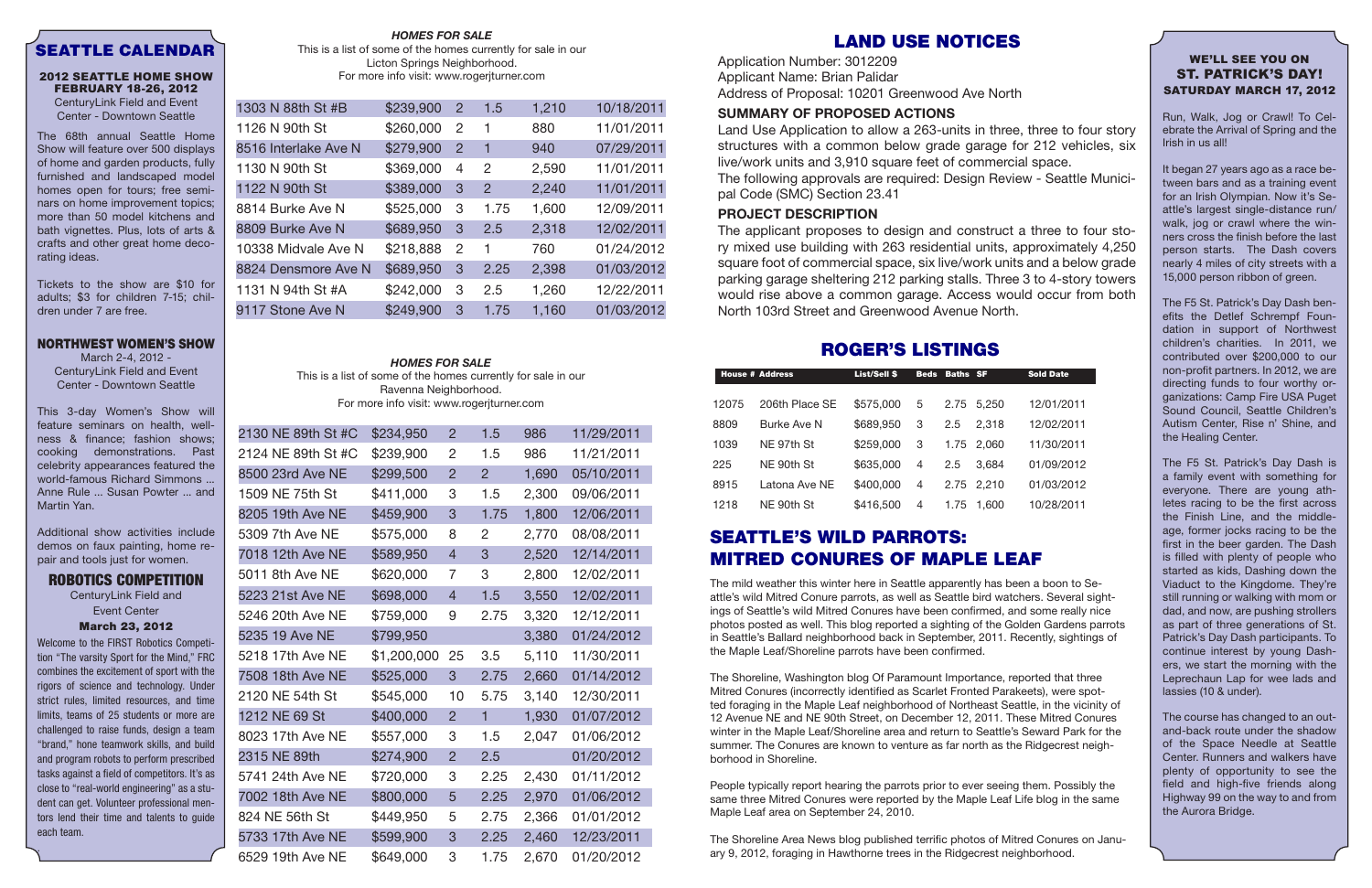## SEATTLE CALENDAR

### 2012 SEATTLE HOME SHOW FEBRUARY 18-26, 2012

CenturyLink Field and Event Center - Downtown Seattle

The 68th annual Seattle Home Show will feature over 500 displays of home and garden products, fully furnished and landscaped model homes open for tours; free seminars on home improvement topics; more than 50 model kitchens and bath vignettes. Plus, lots of arts & crafts and other great home decorating ideas.

Tickets to the show are $10 for adults; $3 for children 7-15; children under 7 are free.

### NORTHWEST WOMEN'S SHOW

March 2-4, 2012 - CenturyLink Field and Event Center - Downtown Seattle

This 3-day Women's Show will feature seminars on health, wellness & finance; fashion shows; cooking demonstrations. Past celebrity appearances featured the world-famous Richard Simmons ... Anne Rule ... Susan Powter ... and Martin Yan.

Additional show activities include demos on faux painting, home repair and tools just for women.

### ROBOTICS COMPETITION

CenturyLink Field and Event Center

**March 23, 2012**

Welcome to the FIRST Robotics Competition "The varsity Sport for the Mind," FRC combines the excitement of sport with the rigors of science and technology. Under strict rules, limited resources, and time limits, teams of 25 students or more are challenged to raise funds, design a team "brand," hone teamwork skills, and build and program robots to perform prescribed tasks against a field of competitors. It's as close to "real-world engineering" as a student can get. Volunteer professional mentors lend their time and talents to guide each team.

***HOMES FOR SALE***

This is a list of some of the homes currently for sale in our Licton Springs Neighborhood.
For more info visit: www.rogerjturner.com

| | | | | | |
|---|---|---|---|---|---|
| 1303 N 88th St #B | $239,900 | 2 | 1.5 | 1,210 | 10/18/2011 |
| 1126 N 90th St | $260,000 | 2 | 1 | 880 | 11/01/2011 |
| 8516 Interlake Ave N | $279,900 | 2 | 1 | 940 | 07/29/2011 |
| 1130 N 90th St | $369,000 | 4 | 2 | 2,590 | 11/01/2011 |
| 1122 N 90th St | $389,000 | 3 | 2 | 2,240 | 11/01/2011 |
| 8814 Burke Ave N | $525,000 | 3 | 1.75 | 1,600 | 12/09/2011 |
| 8809 Burke Ave N | $689,950 | 3 | 2.5 | 2,318 | 12/02/2011 |
| 10338 Midvale Ave N | $218,888 | 2 | 1 | 760 | 01/24/2012 |
| 8824 Densmore Ave N | $689,950 | 3 | 2.25 | 2,398 | 01/03/2012 |
| 1131 N 94th St #A | $242,000 | 3 | 2.5 | 1,260 | 12/22/2011 |
| 9117 Stone Ave N | $249,900 | 3 | 1.75 | 1,160 | 01/03/2012 |

***HOMES FOR SALE***

This is a list of some of the homes currently for sale in our Ravenna Neighborhood.
For more info visit: www.rogerjturner.com

| | | | | | |
|---|---|---|---|---|---|
| 2130 NE 89th St #C | $234,950 | 2 | 1.5 | 986 | 11/29/2011 |
| 2124 NE 89th St #C | $239,900 | 2 | 1.5 | 986 | 11/21/2011 |
| 8500 23rd Ave NE | $299,500 | 2 | 2 | 1,690 | 05/10/2011 |
| 1509 NE 75th St | $411,000 | 3 | 1.5 | 2,300 | 09/06/2011 |
| 8205 19th Ave NE | $459,900 | 3 | 1.75 | 1,800 | 12/06/2011 |
| 5309 7th Ave NE | $575,000 | 8 | 2 | 2,770 | 08/08/2011 |
| 7018 12th Ave NE | $589,950 | 4 | 3 | 2,520 | 12/14/2011 |
| 5011 8th Ave NE | $620,000 | 7 | 3 | 2,800 | 12/02/2011 |
| 5223 21st Ave NE | $698,000 | 4 | 1.5 | 3,550 | 12/02/2011 |
| 5246 20th Ave NE | $759,000 | 9 | 2.75 | 3,320 | 12/12/2011 |
| 5235 19 Ave NE | $799,950 | | | 3,380 | 01/24/2012 |
| 5218 17th Ave NE | $1,200,000 | 25 | 3.5 | 5,110 | 11/30/2011 |
| 7508 18th Ave NE | $525,000 | 3 | 2.75 | 2,660 | 01/14/2012 |
| 2120 NE 54th St | $545,000 | 10 | 5.75 | 3,140 | 12/30/2011 |
| 1212 NE 69 St | $400,000 | 2 | 1 | 1,930 | 01/07/2012 |
| 8023 17th Ave NE | $557,000 | 3 | 1.5 | 2,047 | 01/06/2012 |
| 2315 NE 89th | $274,900 | 2 | 2.5 | | 01/20/2012 |
| 5741 24th Ave NE | $720,000 | 3 | 2.25 | 2,430 | 01/11/2012 |
| 7002 18th Ave NE | $800,000 | 5 | 2.25 | 2,970 | 01/06/2012 |
| 824 NE 56th St | $449,950 | 5 | 2.75 | 2,366 | 01/01/2012 |
| 5733 17th Ave NE | $599,900 | 3 | 2.25 | 2,460 | 12/23/2011 |
| 6529 19th Ave NE | $649,000 | 3 | 1.75 | 2,670 | 01/20/2012 |

## LAND USE NOTICES

Application Number: 3012209
Applicant Name: Brian Palidar
Address of Proposal: 10201 Greenwood Ave North

### SUMMARY OF PROPOSED ACTIONS

Land Use Application to allow a 263-units in three, three to four story structures with a common below grade garage for 212 vehicles, six live/work units and 3,910 square feet of commercial space.
The following approvals are required: Design Review - Seattle Municipal Code (SMC) Section 23.41

### PROJECT DESCRIPTION

The applicant proposes to design and construct a three to four story mixed use building with 263 residential units, approximately 4,250 square foot of commercial space, six live/work units and a below grade parking garage sheltering 212 parking stalls. Three 3 to 4-story towers would rise above a common garage. Access would occur from both North 103rd Street and Greenwood Avenue North.

## ROGER'S LISTINGS

| House # | Address | List/Sell $ | Beds | Baths | SF | Sold Date |
|---|---|---|---|---|---|---|
| 12075 | 206th Place SE | $575,000 | 5 | 2.75 | 5,250 | 12/01/2011 |
| 8809 | Burke Ave N | $689,950 | 3 | 2.5 | 2,318 | 12/02/2011 |
| 1039 | NE 97th St | $259,000 | 3 | 1.75 | 2,060 | 11/30/2011 |
| 225 | NE 90th St | $635,000 | 4 | 2.5 | 3,684 | 01/09/2012 |
| 8915 | Latona Ave NE | $400,000 | 4 | 2.75 | 2,210 | 01/03/2012 |
| 1218 | NE 90th St | $416,500 | 4 | 1.75 | 1,600 | 10/28/2011 |

## SEATTLE'S WILD PARROTS: MITRED CONURES OF MAPLE LEAF

The mild weather this winter here in Seattle apparently has been a boon to Seattle's wild Mitred Conure parrots, as well as Seattle bird watchers. Several sightings of Seattle's wild Mitred Conures have been confirmed, and some really nice photos posted as well. This blog reported a sighting of the Golden Gardens parrots in Seattle's Ballard neighborhood back in September, 2011. Recently, sightings of the Maple Leaf/Shoreline parrots have been confirmed.

The Shoreline, Washington blog Of Paramount Importance, reported that three Mitred Conures (incorrectly identified as Scarlet Fronted Parakeets), were spotted foraging in the Maple Leaf neighborhood of Northeast Seattle, in the vicinity of 12 Avenue NE and NE 90th Street, on December 12, 2011. These Mitred Conures winter in the Maple Leaf/Shoreline area and return to Seattle's Seward Park for the summer. The Conures are known to venture as far north as the Ridgecrest neighborhood in Shoreline.

People typically report hearing the parrots prior to ever seeing them. Possibly the same three Mitred Conures were reported by the Maple Leaf Life blog in the same Maple Leaf area on September 24, 2010.

The Shoreline Area News blog published terrific photos of Mitred Conures on January 9, 2012, foraging in Hawthorne trees in the Ridgecrest neighborhood.

### WE'LL SEE YOU ON ST. PATRICK'S DAY! SATURDAY MARCH 17, 2012

Run, Walk, Jog or Crawl! To Celebrate the Arrival of Spring and the Irish in us all!

It began 27 years ago as a race between bars and as a training event for an Irish Olympian. Now it's Seattle's largest single-distance run/walk, jog or crawl where the winners cross the finish before the last person starts. The Dash covers nearly 4 miles of city streets with a 15,000 person ribbon of green.

The F5 St. Patrick's Day Dash benefits the Detlef Schrempf Foundation in support of Northwest children's charities. In 2011, we contributed over $200,000 to our non-profit partners. In 2012, we are directing funds to four worthy organizations: Camp Fire USA Puget Sound Council, Seattle Children's Autism Center, Rise n' Shine, and the Healing Center.

The F5 St. Patrick's Day Dash is a family event with something for everyone. There are young athletes racing to be the first across the Finish Line, and the middle-age, former jocks racing to be the first in the beer garden. The Dash is filled with plenty of people who started as kids, Dashing down the Viaduct to the Kingdome. They're still running or walking with mom or dad, and now, are pushing strollers as part of three generations of St. Patrick's Day Dash participants. To continue interest by young Dashers, we start the morning with the Leprechaun Lap for wee lads and lassies (10 & under).

The course has changed to an out-and-back route under the shadow of the Space Needle at Seattle Center. Runners and walkers have plenty of opportunity to see the field and high-five friends along Highway 99 on the way to and from the Aurora Bridge.